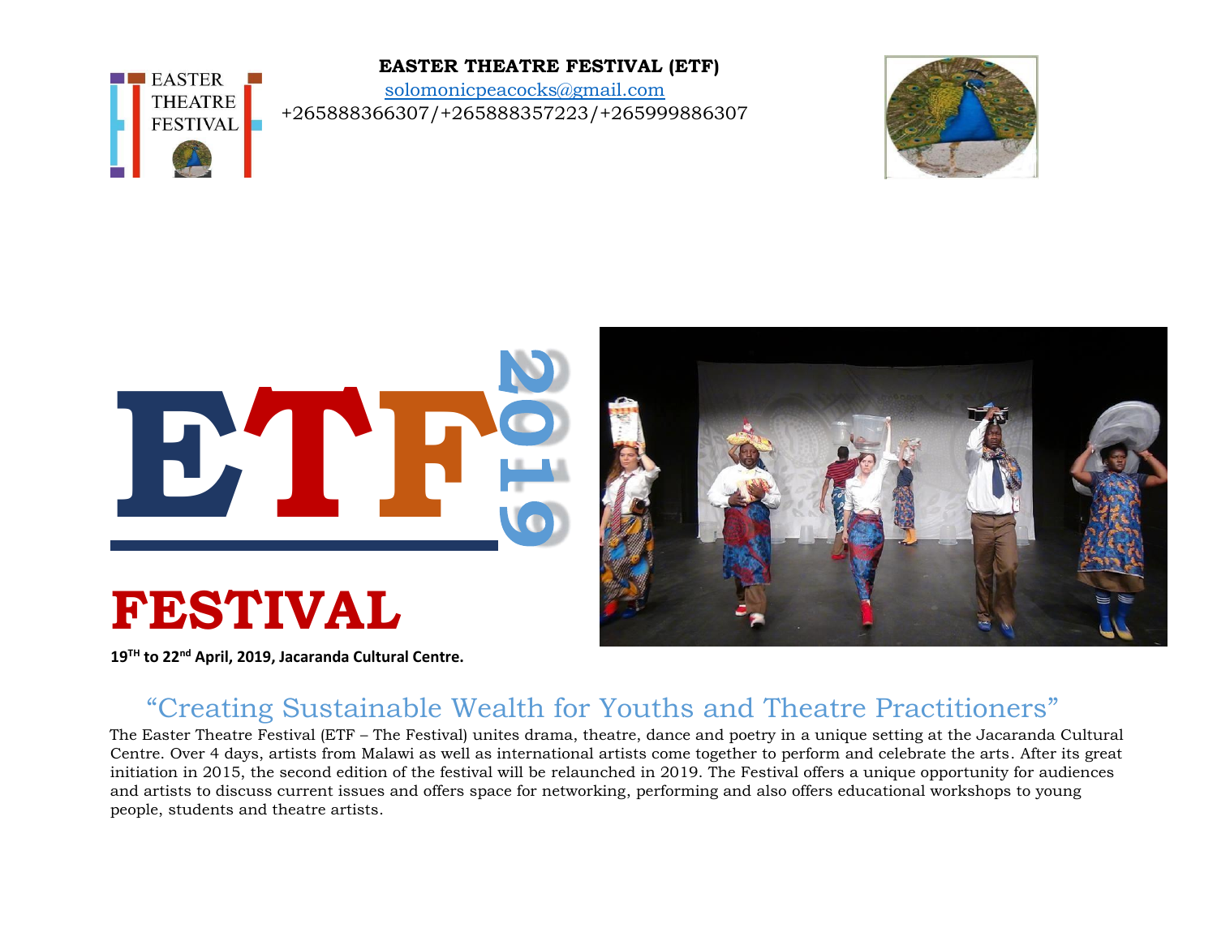**EASTER THEATRE FESTIVAL (ETF)**

solomonicpeacocks@gmail.com

+265888366307/+265888357223/+265999886307

# ETF 2019

# FESTIVAL

**19TH to 22nd April, 2019, Jacaranda Cultural Centre.**

## "Creating Sustainable Wealth for Youths and Theatre Practitioners"

The Easter Theatre Festival (ETF – The Festival) unites drama, theatre, dance and poetry in a unique setting at the Jacaranda Cultural Centre. Over 4 days, artists from Malawi as well as international artists come together to perform and celebrate the arts. After its great initiation in 2015, the second edition of the festival will be relaunched in 2019. The Festival offers a unique opportunity for audiences and artists to discuss current issues and offers space for networking, performing and also offers educational workshops to young people, students and theatre artists.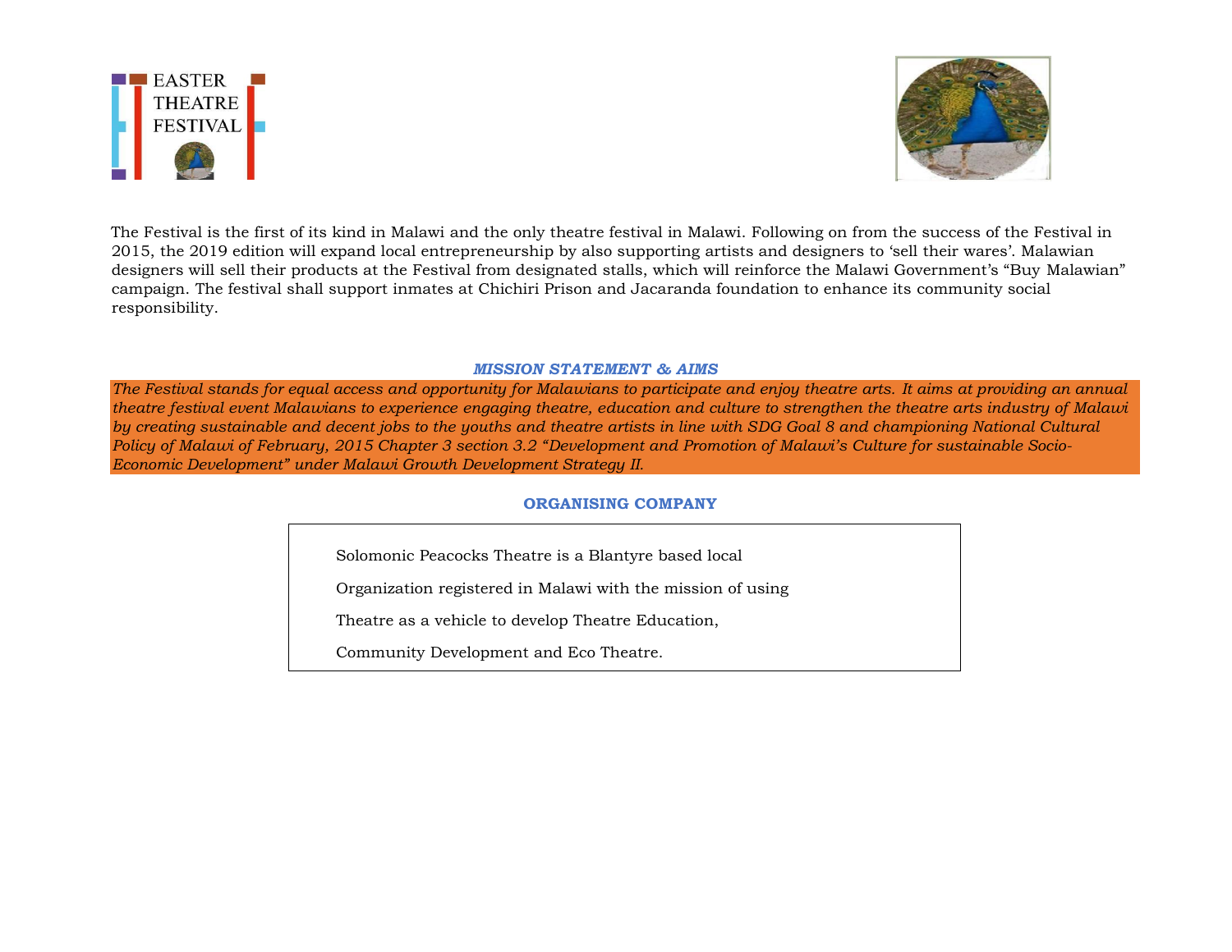EASTER THEATRE FESTIVAL

The Festival is the first of its kind in Malawi and the only theatre festival in Malawi. Following on from the success of the Festival in 2015, the 2019 edition will expand local entrepreneurship by also supporting artists and designers to 'sell their wares'. Malawian designers will sell their products at the Festival from designated stalls, which will reinforce the Malawi Government's "Buy Malawian" campaign. The festival shall support inmates at Chichiri Prison and Jacaranda foundation to enhance its community social responsibility.

## *MISSION STATEMENT & AIMS*

*The Festival stands for equal access and opportunity for Malawians to participate and enjoy theatre arts. It aims at providing an annual theatre festival event Malawians to experience engaging theatre, education and culture to strengthen the theatre arts industry of Malawi by creating sustainable and decent jobs to the youths and theatre artists in line with SDG Goal 8 and championing National Cultural Policy of Malawi of February, 2015 Chapter 3 section 3.2 "Development and Promotion of Malawi's Culture for sustainable Socio-Economic Development" under Malawi Growth Development Strategy II.*

## ORGANISING COMPANY

Solomonic Peacocks Theatre is a Blantyre based local Organization registered in Malawi with the mission of using Theatre as a vehicle to develop Theatre Education, Community Development and Eco Theatre.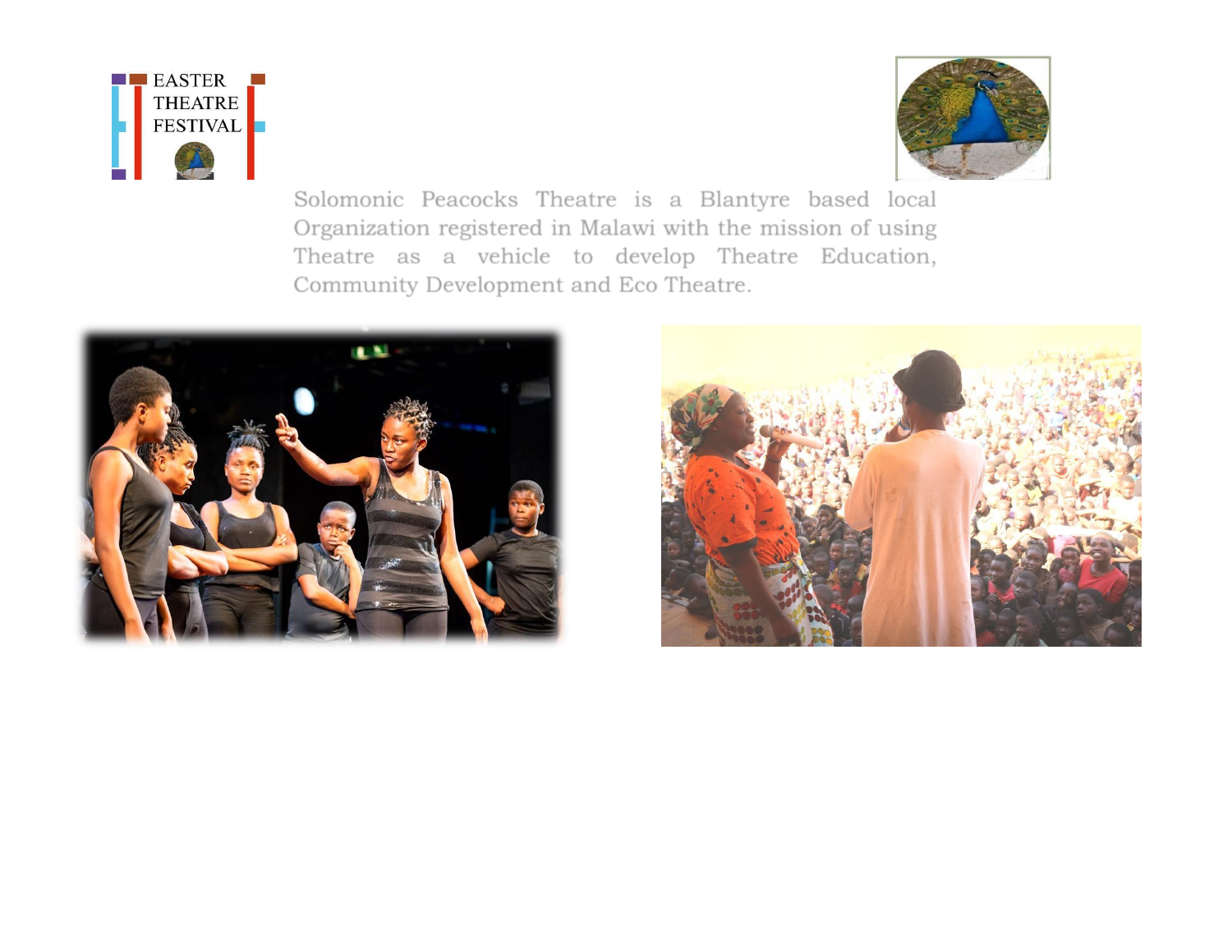EASTER THEATRE FESTIVAL

Solomonic Peacocks Theatre is a Blantyre based local Organization registered in Malawi with the mission of using Theatre as a vehicle to develop Theatre Education, Community Development and Eco Theatre.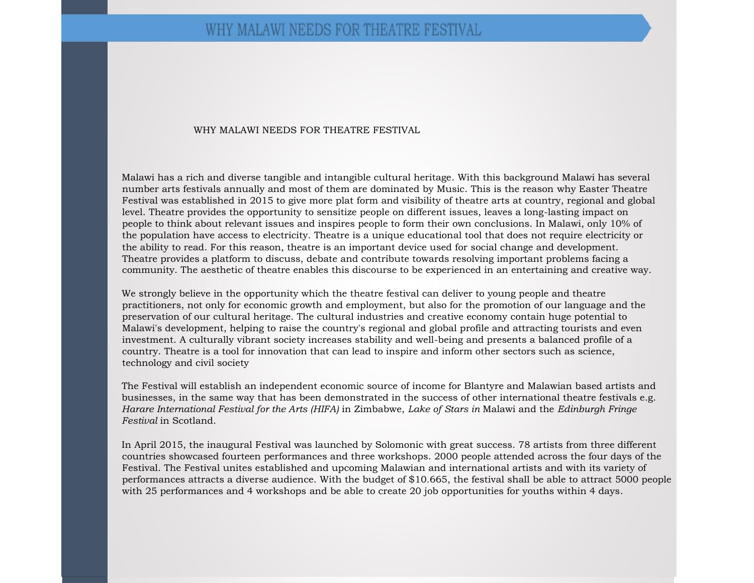# WHY MALAWI NEEDS FOR THEATRE FESTIVAL

WHY MALAWI NEEDS FOR THEATRE FESTIVAL

Malawi has a rich and diverse tangible and intangible cultural heritage. With this background Malawi has several number arts festivals annually and most of them are dominated by Music. This is the reason why Easter Theatre Festival was established in 2015 to give more plat form and visibility of theatre arts at country, regional and global level. Theatre provides the opportunity to sensitize people on different issues, leaves a long-lasting impact on people to think about relevant issues and inspires people to form their own conclusions. In Malawi, only 10% of the population have access to electricity. Theatre is a unique educational tool that does not require electricity or the ability to read. For this reason, theatre is an important device used for social change and development. Theatre provides a platform to discuss, debate and contribute towards resolving important problems facing a community. The aesthetic of theatre enables this discourse to be experienced in an entertaining and creative way.

We strongly believe in the opportunity which the theatre festival can deliver to young people and theatre practitioners, not only for economic growth and employment, but also for the promotion of our language and the preservation of our cultural heritage. The cultural industries and creative economy contain huge potential to Malawi's development, helping to raise the country's regional and global profile and attracting tourists and even investment. A culturally vibrant society increases stability and well-being and presents a balanced profile of a country. Theatre is a tool for innovation that can lead to inspire and inform other sectors such as science, technology and civil society

The Festival will establish an independent economic source of income for Blantyre and Malawian based artists and businesses, in the same way that has been demonstrated in the success of other international theatre festivals e.g. *Harare International Festival for the Arts (HIFA)* in Zimbabwe, *Lake of Stars in* Malawi and the *Edinburgh Fringe Festival* in Scotland.

In April 2015, the inaugural Festival was launched by Solomonic with great success. 78 artists from three different countries showcased fourteen performances and three workshops. 2000 people attended across the four days of the Festival. The Festival unites established and upcoming Malawian and international artists and with its variety of performances attracts a diverse audience. With the budget of $10.665, the festival shall be able to attract 5000 people with 25 performances and 4 workshops and be able to create 20 job opportunities for youths within 4 days.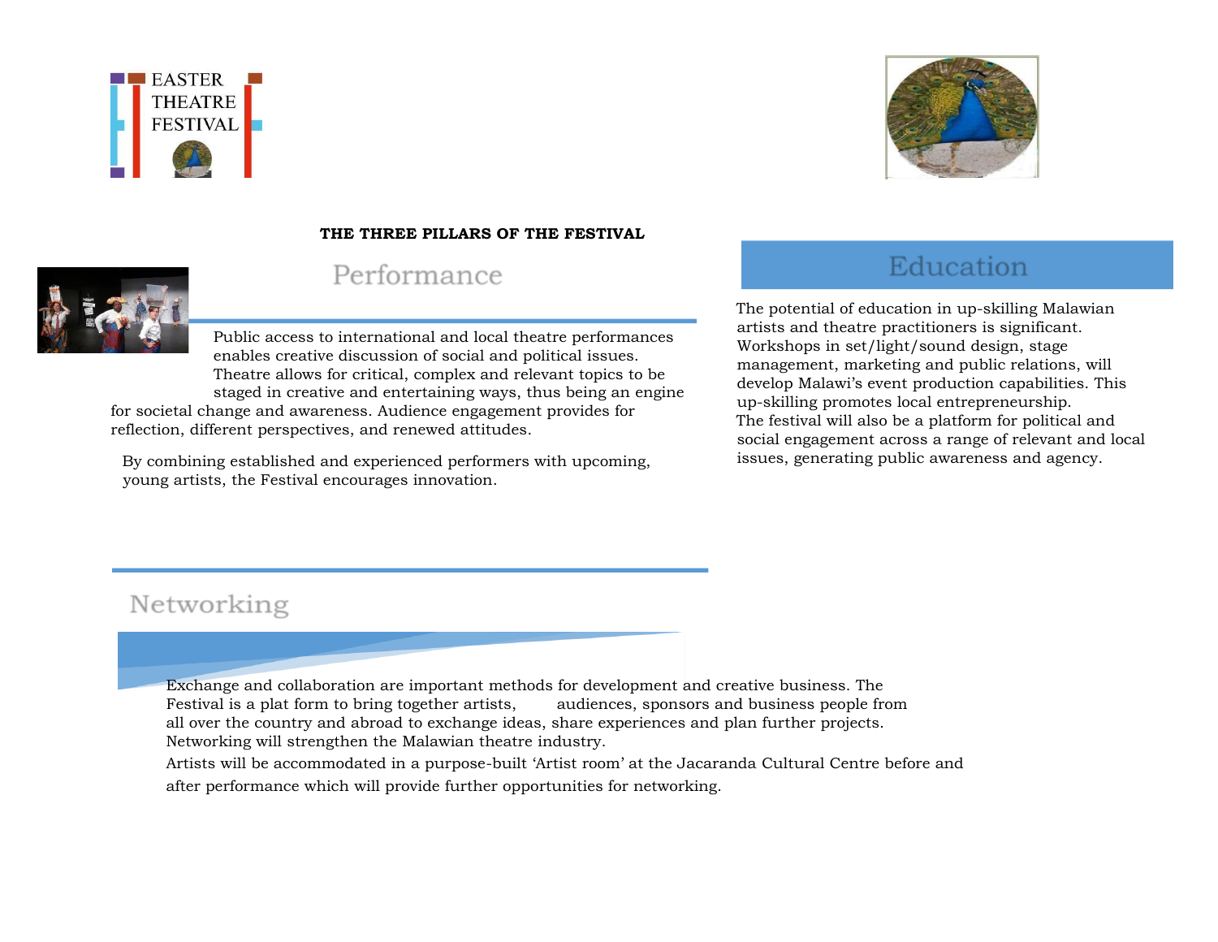EASTER THEATRE FESTIVAL

**THE THREE PILLARS OF THE FESTIVAL**

## Performance

Public access to international and local theatre performances enables creative discussion of social and political issues. Theatre allows for critical, complex and relevant topics to be staged in creative and entertaining ways, thus being an engine for societal change and awareness. Audience engagement provides for reflection, different perspectives, and renewed attitudes.

By combining established and experienced performers with upcoming, young artists, the Festival encourages innovation.

## Education

The potential of education in up-skilling Malawian artists and theatre practitioners is significant. Workshops in set/light/sound design, stage management, marketing and public relations, will develop Malawi's event production capabilities. This up-skilling promotes local entrepreneurship.
The festival will also be a platform for political and social engagement across a range of relevant and local issues, generating public awareness and agency.

## Networking

Exchange and collaboration are important methods for development and creative business. The Festival is a plat form to bring together artists, audiences, sponsors and business people from all over the country and abroad to exchange ideas, share experiences and plan further projects. Networking will strengthen the Malawian theatre industry.

Artists will be accommodated in a purpose-built 'Artist room' at the Jacaranda Cultural Centre before and after performance which will provide further opportunities for networking.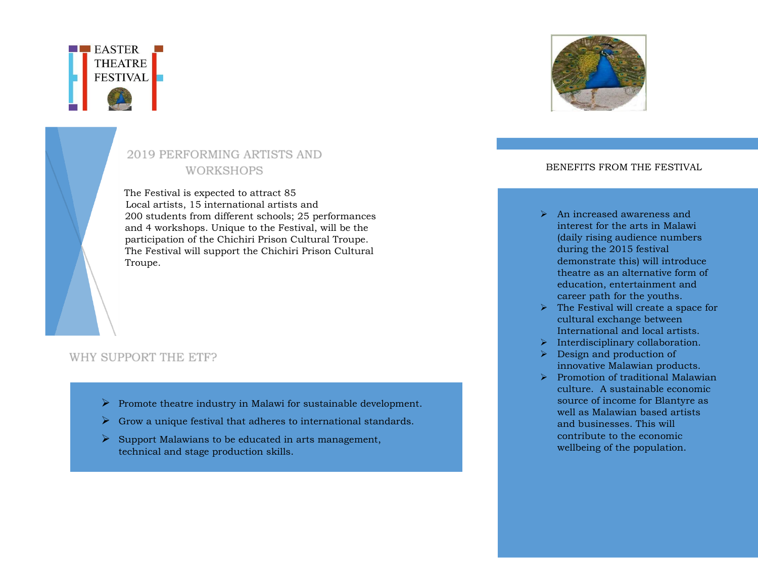EASTER THEATRE FESTIVAL

## 2019 PERFORMING ARTISTS AND WORKSHOPS

The Festival is expected to attract 85 Local artists, 15 international artists and 200 students from different schools; 25 performances and 4 workshops. Unique to the Festival, will be the participation of the Chichiri Prison Cultural Troupe. The Festival will support the Chichiri Prison Cultural Troupe.

## WHY SUPPORT THE ETF?

- Promote theatre industry in Malawi for sustainable development.
- Grow a unique festival that adheres to international standards.
- Support Malawians to be educated in arts management, technical and stage production skills.

## BENEFITS FROM THE FESTIVAL

- An increased awareness and interest for the arts in Malawi (daily rising audience numbers during the 2015 festival demonstrate this) will introduce theatre as an alternative form of education, entertainment and career path for the youths.
- The Festival will create a space for cultural exchange between International and local artists.
- Interdisciplinary collaboration.
- Design and production of innovative Malawian products.
- Promotion of traditional Malawian culture. A sustainable economic source of income for Blantyre as well as Malawian based artists and businesses. This will contribute to the economic wellbeing of the population.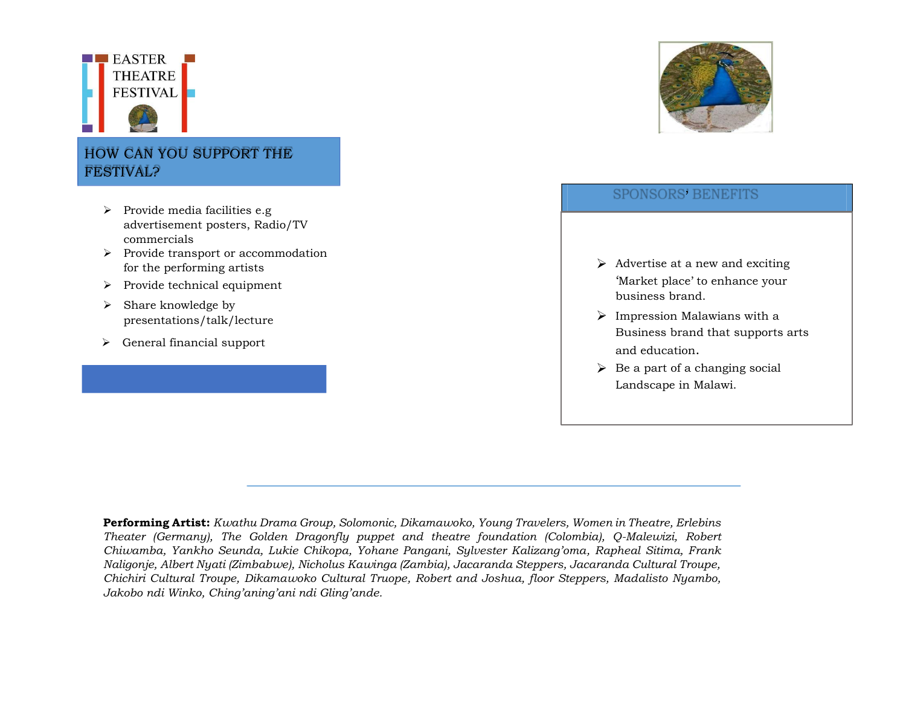EASTER THEATRE FESTIVAL

## HOW CAN YOU SUPPORT THE FESTIVAL?

- Provide media facilities e.g advertisement posters, Radio/TV commercials
- Provide transport or accommodation for the performing artists
- Provide technical equipment
- Share knowledge by presentations/talk/lecture
- General financial support

## SPONSORS' BENEFITS

- Advertise at a new and exciting 'Market place' to enhance your business brand.
- Impression Malawians with a Business brand that supports arts and education.
- Be a part of a changing social Landscape in Malawi.

**Performing Artist:** *Kwathu Drama Group, Solomonic, Dikamawoko, Young Travelers, Women in Theatre, Erlebins Theater (Germany), The Golden Dragonfly puppet and theatre foundation (Colombia), Q-Malewizi, Robert Chiwamba, Yankho Seunda, Lukie Chikopa, Yohane Pangani, Sylvester Kalizang'oma, Rapheal Sitima, Frank Naligonje, Albert Nyati (Zimbabwe), Nicholus Kawinga (Zambia), Jacaranda Steppers, Jacaranda Cultural Troupe, Chichiri Cultural Troupe, Dikamawoko Cultural Truope, Robert and Joshua, floor Steppers, Madalisto Nyambo, Jakobo ndi Winko, Ching'aning'ani ndi Gling'ande.*